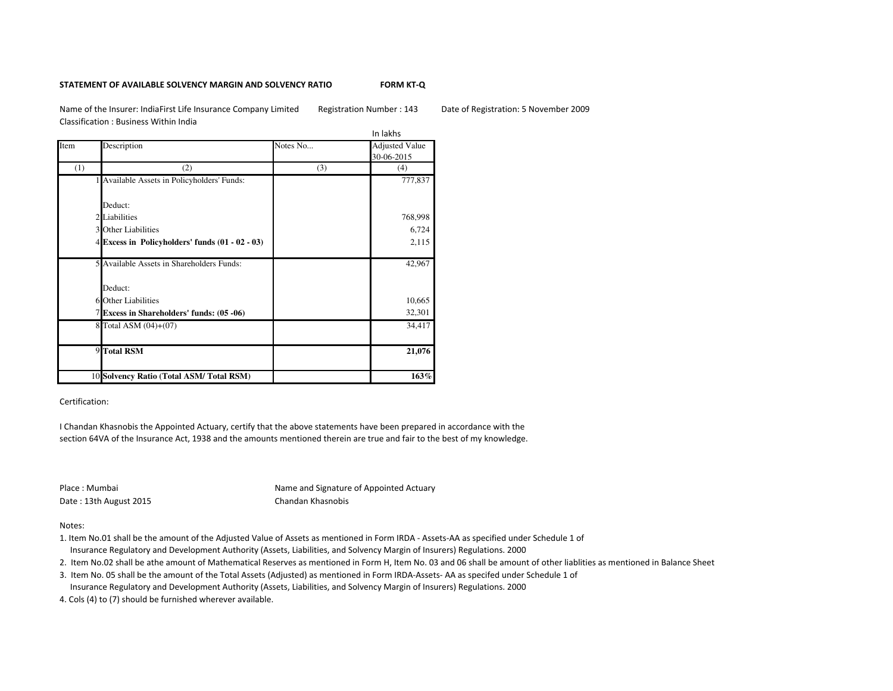**STATEMENT OF AVAILABLE SOLVENCY MARGIN AND SOLVENCY RATIO** **FORM KT-Q**

Name of the Insurer: IndiaFirst Life Insurance Company Limited Registration Number : 143 Date of Registration: 5 November 2009

Classification : Business Within India

In lakhs

| Item | Description | Notes No... | Adjusted Value 30-06-2015 |
|---|---|---|---|
| (1) | (2) | (3) | (4) |
| 1 | Available Assets in Policyholders' Funds: | | 777,837 |
| | Deduct: | | |
| 2 | Liabilities | | 768,998 |
| 3 | Other Liabilities | | 6,724 |
| 4 | **Excess in Policyholders' funds (01 - 02 - 03)** | | 2,115 |
| 5 | Available Assets in Shareholders Funds: | | 42,967 |
| | Deduct: | | |
| 6 | Other Liabilities | | 10,665 |
| 7 | **Excess in Shareholders' funds: (05 -06)** | | 32,301 |
| 8 | Total ASM (04)+(07) | | 34,417 |
| 9 | **Total RSM** | | **21,076** |
| 10 | **Solvency Ratio (Total ASM/ Total RSM)** | | **163%** |

Certification:

I Chandan Khasnobis the Appointed Actuary, certify that the above statements have been prepared in accordance with the section 64VA of the Insurance Act, 1938 and the amounts mentioned therein are true and fair to the best of my knowledge.

Place : Mumbai
Date : 13th August 2015

Name and Signature of Appointed Actuary
Chandan Khasnobis

Notes:

1. Item No.01 shall be the amount of the Adjusted Value of Assets as mentioned in Form IRDA - Assets-AA as specified under Schedule 1 of Insurance Regulatory and Development Authority (Assets, Liabilities, and Solvency Margin of Insurers) Regulations. 2000
2. Item No.02 shall be athe amount of Mathematical Reserves as mentioned in Form H, Item No. 03 and 06 shall be amount of other liablities as mentioned in Balance Sheet
3. Item No. 05 shall be the amount of the Total Assets (Adjusted) as mentioned in Form IRDA-Assets- AA as specifed under Schedule 1 of Insurance Regulatory and Development Authority (Assets, Liabilities, and Solvency Margin of Insurers) Regulations. 2000
4. Cols (4) to (7) should be furnished wherever available.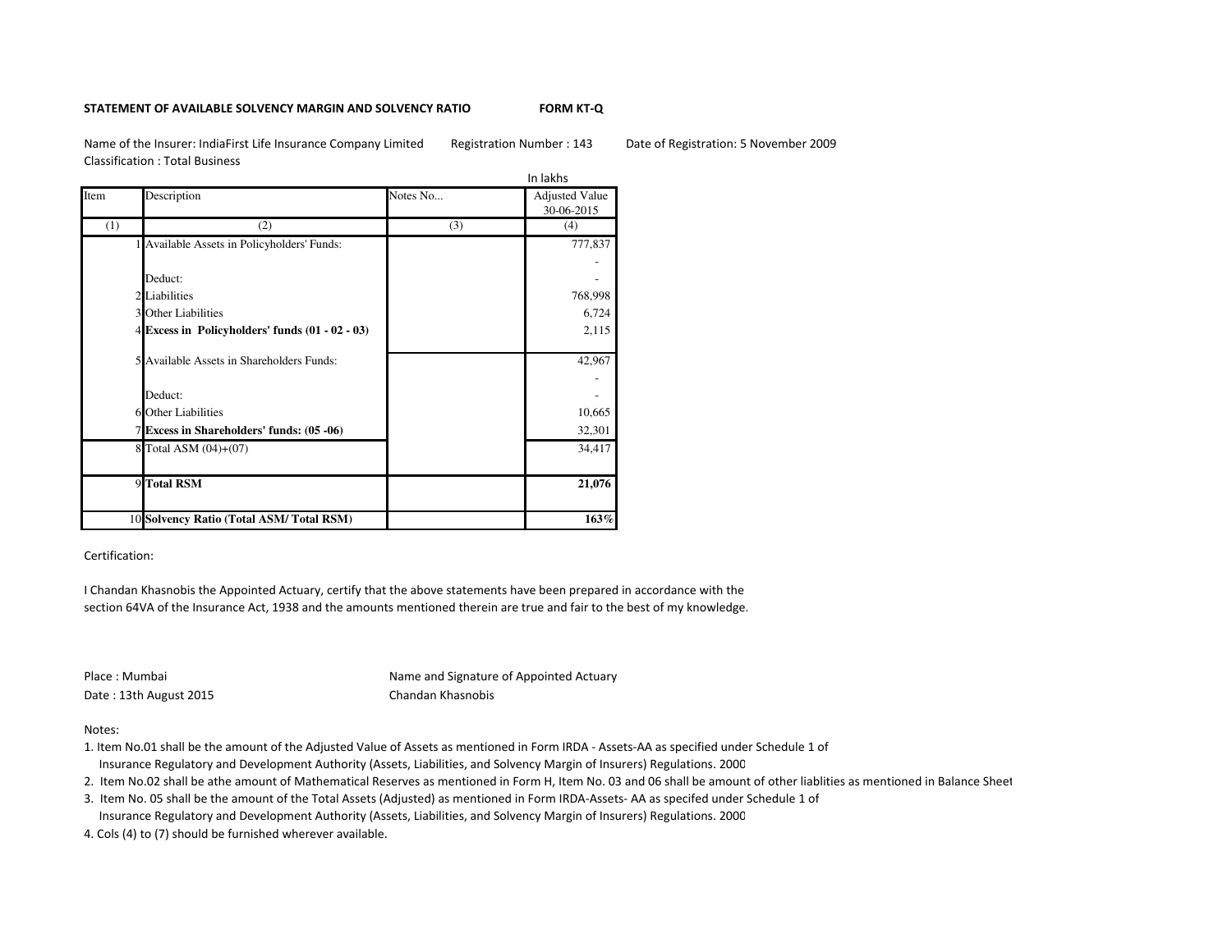**STATEMENT OF AVAILABLE SOLVENCY MARGIN AND SOLVENCY RATIO** **FORM KT-Q**

Name of the Insurer: IndiaFirst Life Insurance Company Limited Registration Number : 143 Date of Registration: 5 November 2009
Classification : Total Business

In lakhs

| Item | Description | Notes No... | Adjusted Value 30-06-2015 |
|---|---|---|---|
| (1) | (2) | (3) | (4) |
| 1 | Available Assets in Policyholders' Funds: | | 777,837 |
| | | | - |
| | Deduct: | | - |
| 2 | Liabilities | | 768,998 |
| 3 | Other Liabilities | | 6,724 |
| 4 | **Excess in Policyholders' funds (01 - 02 - 03)** | | 2,115 |
| 5 | Available Assets in Shareholders Funds: | | 42,967 |
| | | | - |
| | Deduct: | | - |
| 6 | Other Liabilities | | 10,665 |
| 7 | **Excess in Shareholders' funds: (05 -06)** | | 32,301 |
| 8 | Total ASM (04)+(07) | | 34,417 |
| 9 | **Total RSM** | | **21,076** |
| 10 | **Solvency Ratio (Total ASM/ Total RSM)** | | **163%** |

Certification:

I Chandan Khasnobis the Appointed Actuary, certify that the above statements have been prepared in accordance with the section 64VA of the Insurance Act, 1938 and the amounts mentioned therein are true and fair to the best of my knowledge.

Place : Mumbai
Date : 13th August 2015

Name and Signature of Appointed Actuary
Chandan Khasnobis

Notes:

1. Item No.01 shall be the amount of the Adjusted Value of Assets as mentioned in Form IRDA - Assets-AA as specified under Schedule 1 of Insurance Regulatory and Development Authority (Assets, Liabilities, and Solvency Margin of Insurers) Regulations. 2000
2. Item No.02 shall be athe amount of Mathematical Reserves as mentioned in Form H, Item No. 03 and 06 shall be amount of other liablities as mentioned in Balance Sheet
3. Item No. 05 shall be the amount of the Total Assets (Adjusted) as mentioned in Form IRDA-Assets- AA as specifed under Schedule 1 of Insurance Regulatory and Development Authority (Assets, Liabilities, and Solvency Margin of Insurers) Regulations. 2000
4. Cols (4) to (7) should be furnished wherever available.